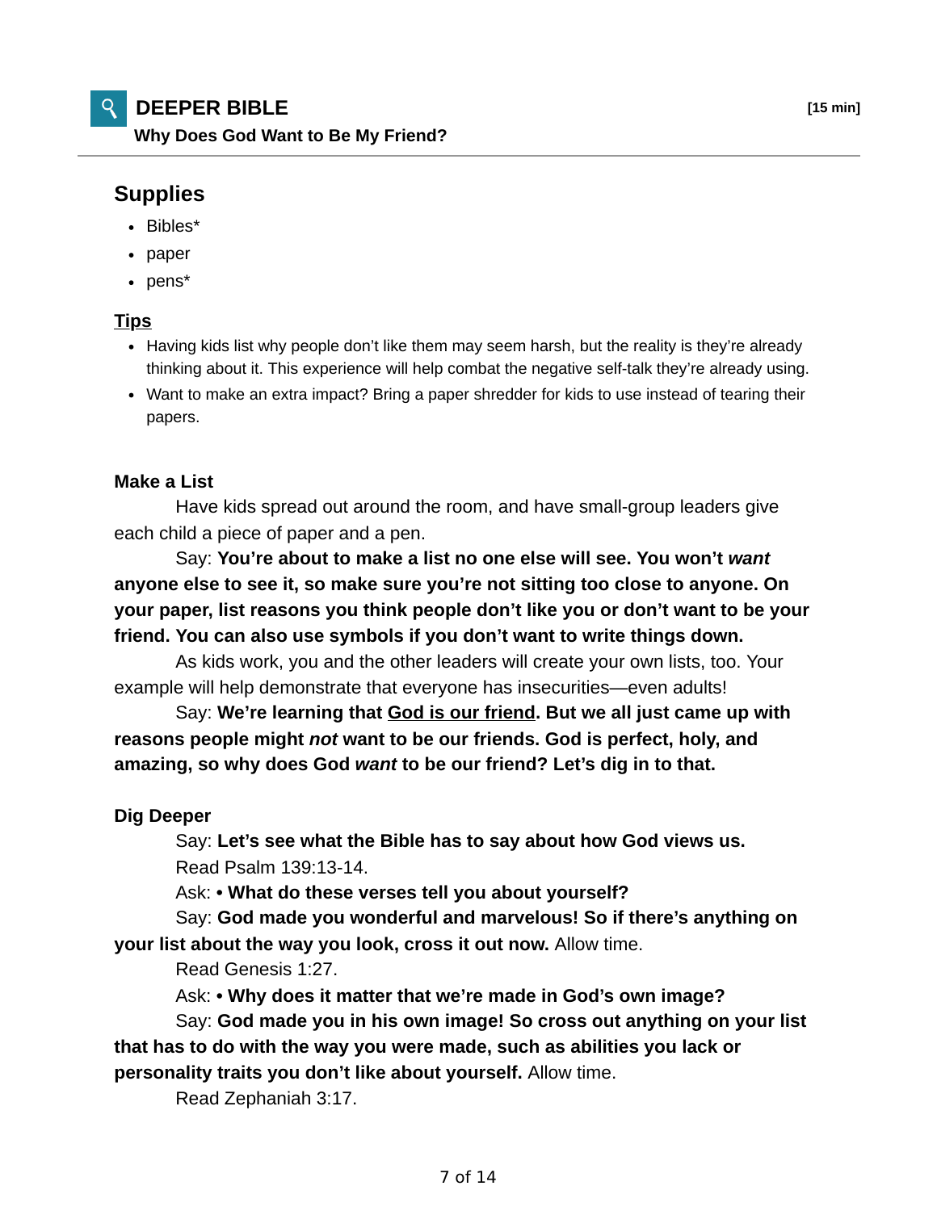# DEEPER BIBLE

**Why Does God Want to Be My Friend?**

**[15 min]**

## Supples

- Bibles*
- paper
- pens*

### Tips

- Having kids list why people don't like them may seem harsh, but the reality is they're already thinking about it. This experience will help combat the negative self-talk they're already using.
- Want to make an extra impact? Bring a paper shredder for kids to use instead of tearing their papers.

**Make a List**

Have kids spread out around the room, and have small-group leaders give each child a piece of paper and a pen.

Say: **You're about to make a list no one else will see. You won't *want* anyone else to see it, so make sure you're not sitting too close to anyone. On your paper, list reasons you think people don't like you or don't want to be your friend. You can also use symbols if you don't want to write things down.**

As kids work, you and the other leaders will create your own lists, too. Your example will help demonstrate that everyone has insecurities—even adults!

Say: **We're learning that God is our friend. But we all just came up with reasons people might *not* want to be our friends. God is perfect, holy, and amazing, so why does God *want* to be our friend? Let's dig in to that.**

**Dig Deeper**

Say: **Let's see what the Bible has to say about how God views us.**

Read Psalm 139:13-14.

Ask: **• What do these verses tell you about yourself?**

Say: **God made you wonderful and marvelous! So if there's anything on your list about the way you look, cross it out now.** Allow time.

Read Genesis 1:27.

Ask: **• Why does it matter that we're made in God's own image?**

Say: **God made you in his own image! So cross out anything on your list that has to do with the way you were made, such as abilities you lack or personality traits you don't like about yourself.** Allow time.

Read Zephaniah 3:17.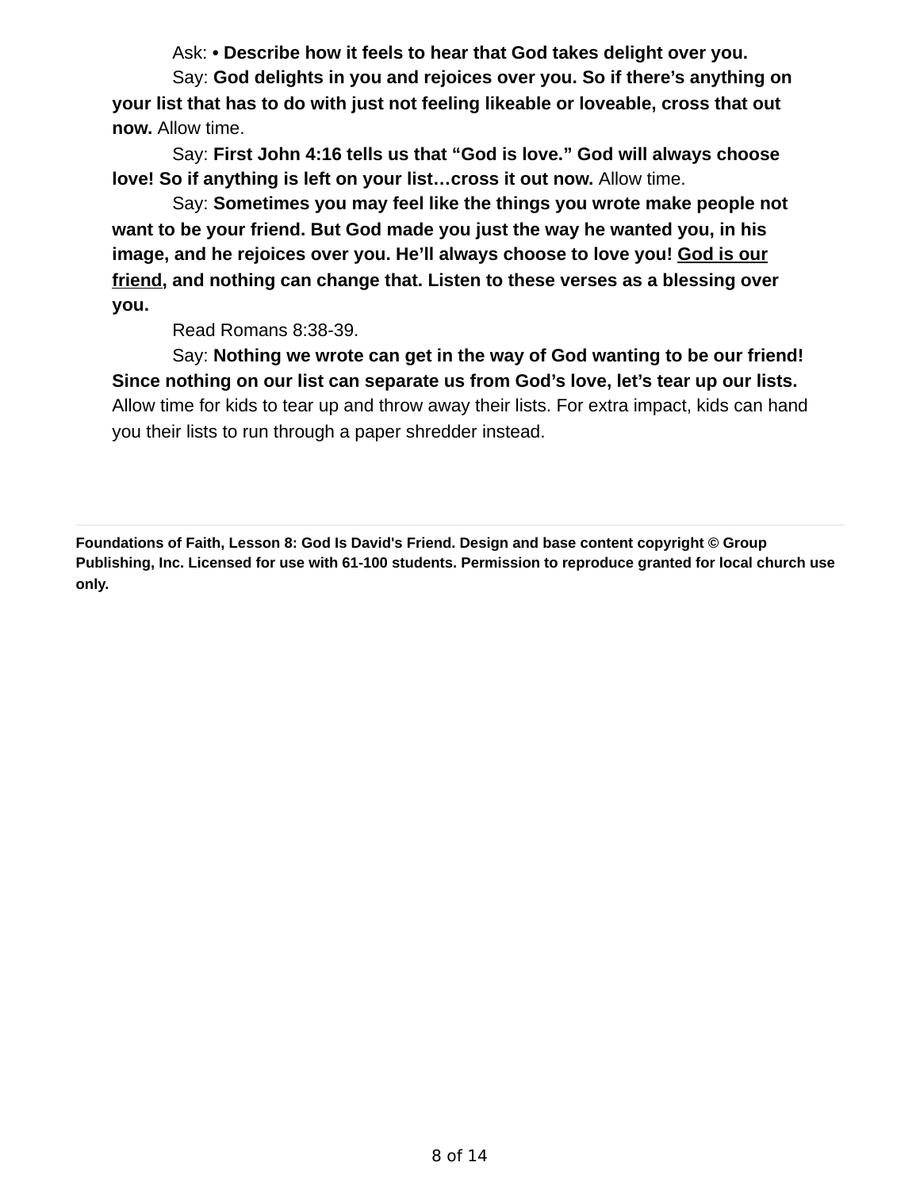Ask: **• Describe how it feels to hear that God takes delight over you.**

Say: **God delights in you and rejoices over you. So if there's anything on your list that has to do with just not feeling likeable or loveable, cross that out now.** Allow time.

Say: **First John 4:16 tells us that "God is love." God will always choose love! So if anything is left on your list…cross it out now.** Allow time.

Say: **Sometimes you may feel like the things you wrote make people not want to be your friend. But God made you just the way he wanted you, in his image, and he rejoices over you. He'll always choose to love you! <u>God is our friend</u>, and nothing can change that. Listen to these verses as a blessing over you.**

Read Romans 8:38-39.

Say: **Nothing we wrote can get in the way of God wanting to be our friend! Since nothing on our list can separate us from God's love, let's tear up our lists.** Allow time for kids to tear up and throw away their lists. For extra impact, kids can hand you their lists to run through a paper shredder instead.

---

**Foundations of Faith, Lesson 8: God Is David's Friend. Design and base content copyright © Group Publishing, Inc. Licensed for use with 61-100 students. Permission to reproduce granted for local church use only.**